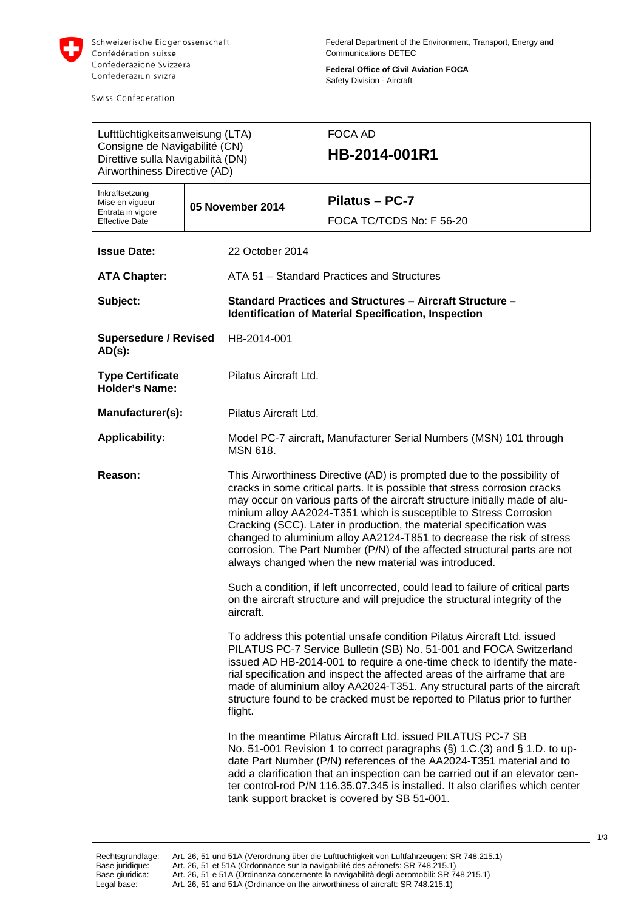Schweizerische Eidgenossenschaft
Confédération suisse
Confederazione Svizzera
Confederaziun svizra

Swiss Confederation

Federal Department of the Environment, Transport, Energy and Communications DETEC

**Federal Office of Civil Aviation FOCA**
Safety Division - Aircraft

| Lufttüchtigkeitsanweisung (LTA)<br>Consigne de Navigabilité (CN)<br>Direttive sulla Navigabilità (DN)<br>Airworthiness Directive (AD) | | FOCA AD<br>**HB-2014-001R1** |
|---|---|---|
| Inkraftsetzung<br>Mise en vigueur<br>Entrata in vigore<br>Effective Date | **05 November 2014** | **Pilatus – PC-7**<br>FOCA TC/TCDS No: F 56-20 |

**Issue Date:** 22 October 2014

**ATA Chapter:** ATA 51 – Standard Practices and Structures

**Subject:** **Standard Practices and Structures – Aircraft Structure – Identification of Material Specification, Inspection**

**Supersedure / Revised AD(s):** HB-2014-001

**Type Certificate Holder's Name:** Pilatus Aircraft Ltd.

**Manufacturer(s):** Pilatus Aircraft Ltd.

**Applicability:** Model PC-7 aircraft, Manufacturer Serial Numbers (MSN) 101 through MSN 618.

**Reason:**

This Airworthiness Directive (AD) is prompted due to the possibility of cracks in some critical parts. It is possible that stress corrosion cracks may occur on various parts of the aircraft structure initially made of aluminium alloy AA2024-T351 which is susceptible to Stress Corrosion Cracking (SCC). Later in production, the material specification was changed to aluminium alloy AA2124-T851 to decrease the risk of stress corrosion. The Part Number (P/N) of the affected structural parts are not always changed when the new material was introduced.

Such a condition, if left uncorrected, could lead to failure of critical parts on the aircraft structure and will prejudice the structural integrity of the aircraft.

To address this potential unsafe condition Pilatus Aircraft Ltd. issued PILATUS PC-7 Service Bulletin (SB) No. 51-001 and FOCA Switzerland issued AD HB-2014-001 to require a one-time check to identify the material specification and inspect the affected areas of the airframe that are made of aluminium alloy AA2024-T351. Any structural parts of the aircraft structure found to be cracked must be reported to Pilatus prior to further flight.

In the meantime Pilatus Aircraft Ltd. issued PILATUS PC-7 SB No. 51-001 Revision 1 to correct paragraphs (§) 1.C.(3) and § 1.D. to update Part Number (P/N) references of the AA2024-T351 material and to add a clarification that an inspection can be carried out if an elevator center control-rod P/N 116.35.07.345 is installed. It also clarifies which center tank support bracket is covered by SB 51-001.

Rechtsgrundlage: Art. 26, 51 und 51A (Verordnung über die Lufttüchtigkeit von Luftfahrzeugen: SR 748.215.1)
Base juridique: Art. 26, 51 et 51A (Ordonnance sur la navigabilité des aéronefs: SR 748.215.1)
Base giuridica: Art. 26, 51 e 51A (Ordinanza concernente la navigabilità degli aeromobili: SR 748.215.1)
Legal base: Art. 26, 51 and 51A (Ordinance on the airworthiness of aircraft: SR 748.215.1)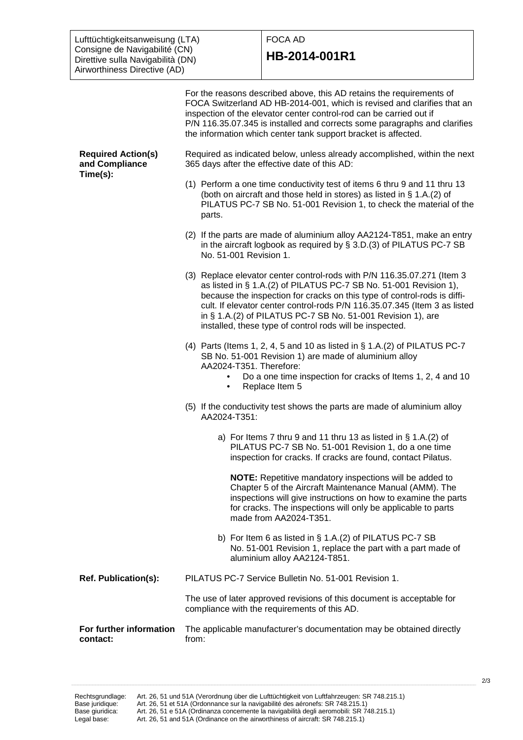| Lufttüchtigkeitsanweisung (LTA)<br>Consigne de Navigabilité (CN)<br>Direttive sulla Navigabilità (DN)<br>Airworthiness Directive (AD) | FOCA AD<br>**HB-2014-001R1** |
| --- | --- |

For the reasons described above, this AD retains the requirements of FOCA Switzerland AD HB-2014-001, which is revised and clarifies that an inspection of the elevator center control-rod can be carried out if P/N 116.35.07.345 is installed and corrects some paragraphs and clarifies the information which center tank support bracket is affected.

**Required Action(s) and Compliance Time(s):**

Required as indicated below, unless already accomplished, within the next 365 days after the effective date of this AD:

(1) Perform a one time conductivity test of items 6 thru 9 and 11 thru 13 (both on aircraft and those held in stores) as listed in § 1.A.(2) of PILATUS PC-7 SB No. 51-001 Revision 1, to check the material of the parts.

(2) If the parts are made of aluminium alloy AA2124-T851, make an entry in the aircraft logbook as required by § 3.D.(3) of PILATUS PC-7 SB No. 51-001 Revision 1.

(3) Replace elevator center control-rods with P/N 116.35.07.271 (Item 3 as listed in § 1.A.(2) of PILATUS PC-7 SB No. 51-001 Revision 1), because the inspection for cracks on this type of control-rods is difficult. If elevator center control-rods P/N 116.35.07.345 (Item 3 as listed in § 1.A.(2) of PILATUS PC-7 SB No. 51-001 Revision 1), are installed, these type of control rods will be inspected.

(4) Parts (Items 1, 2, 4, 5 and 10 as listed in § 1.A.(2) of PILATUS PC-7 SB No. 51-001 Revision 1) are made of aluminium alloy AA2024-T351. Therefore:
   - Do a one time inspection for cracks of Items 1, 2, 4 and 10
   - Replace Item 5

(5) If the conductivity test shows the parts are made of aluminium alloy AA2024-T351:

   a) For Items 7 thru 9 and 11 thru 13 as listed in § 1.A.(2) of PILATUS PC-7 SB No. 51-001 Revision 1, do a one time inspection for cracks. If cracks are found, contact Pilatus.

   **NOTE:** Repetitive mandatory inspections will be added to Chapter 5 of the Aircraft Maintenance Manual (AMM). The inspections will give instructions on how to examine the parts for cracks. The inspections will only be applicable to parts made from AA2024-T351.

   b) For Item 6 as listed in § 1.A.(2) of PILATUS PC-7 SB No. 51-001 Revision 1, replace the part with a part made of aluminium alloy AA2124-T851.

**Ref. Publication(s):**

PILATUS PC-7 Service Bulletin No. 51-001 Revision 1.

The use of later approved revisions of this document is acceptable for compliance with the requirements of this AD.

**For further information contact:**

The applicable manufacturer's documentation may be obtained directly from:

Rechtsgrundlage: Art. 26, 51 und 51A (Verordnung über die Lufttüchtigkeit von Luftfahrzeugen: SR 748.215.1)
Base juridique: Art. 26, 51 et 51A (Ordonnance sur la navigabilité des aéronefs: SR 748.215.1)
Base giuridica: Art. 26, 51 e 51A (Ordinanza concernente la navigabilità degli aeromobili: SR 748.215.1)
Legal base: Art. 26, 51 and 51A (Ordinance on the airworthiness of aircraft: SR 748.215.1)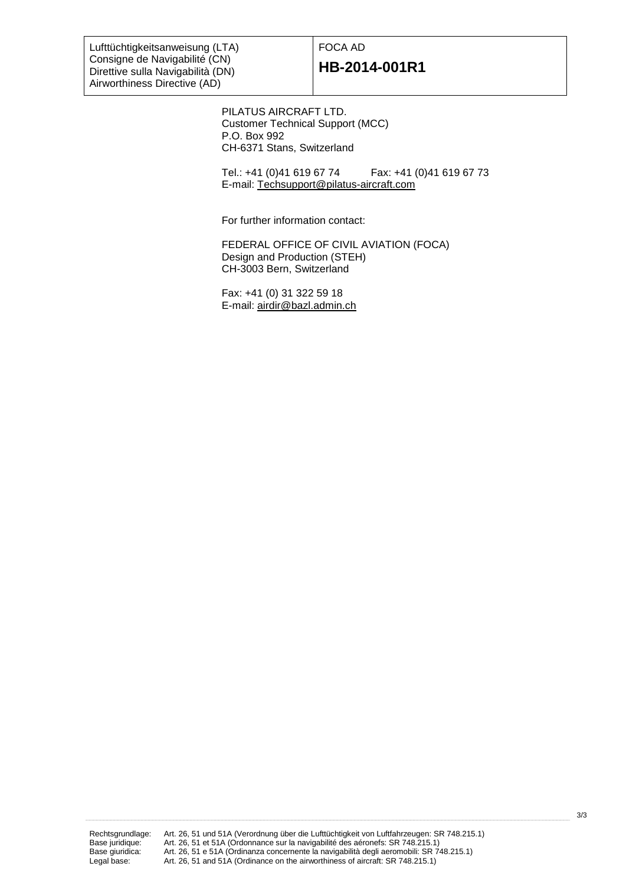PILATUS AIRCRAFT LTD.
Customer Technical Support (MCC)
P.O. Box 992
CH-6371 Stans, Switzerland

Tel.: +41 (0)41 619 67 74 Fax: +41 (0)41 619 67 73
E-mail: Techsupport@pilatus-aircraft.com

For further information contact:

FEDERAL OFFICE OF CIVIL AVIATION (FOCA)
Design and Production (STEH)
CH-3003 Bern, Switzerland

Fax: +41 (0) 31 322 59 18
E-mail: airdir@bazl.admin.ch